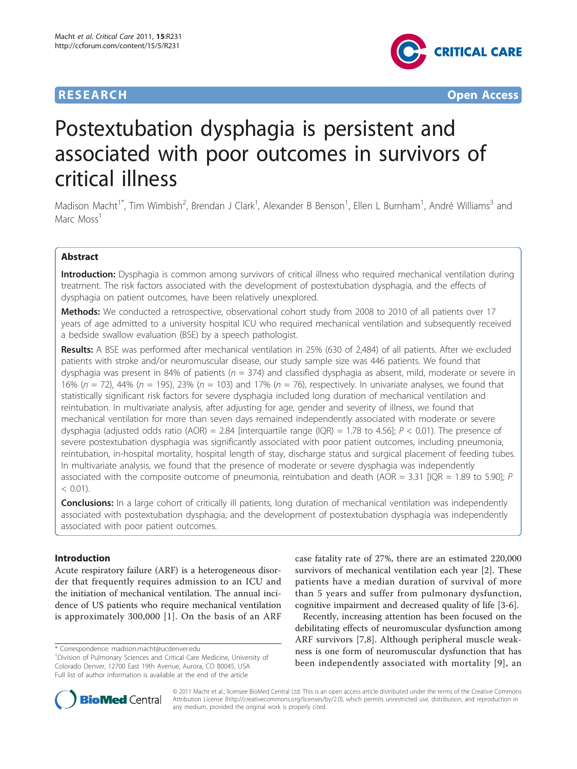**RESEARCH** **Open Access**

# Postextubation dysphagia is persistent and associated with poor outcomes in survivors of critical illness

Madison Macht[1*], Tim Wimbish[2], Brendan J Clark[1], Alexander B Benson[1], Ellen L Burnham[1], André Williams[3] and Marc Moss[1]

## Abstract

**Introduction:** Dysphagia is common among survivors of critical illness who required mechanical ventilation during treatment. The risk factors associated with the development of postextubation dysphagia, and the effects of dysphagia on patient outcomes, have been relatively unexplored.

**Methods:** We conducted a retrospective, observational cohort study from 2008 to 2010 of all patients over 17 years of age admitted to a university hospital ICU who required mechanical ventilation and subsequently received a bedside swallow evaluation (BSE) by a speech pathologist.

**Results:** A BSE was performed after mechanical ventilation in 25% (630 of 2,484) of all patients. After we excluded patients with stroke and/or neuromuscular disease, our study sample size was 446 patients. We found that dysphagia was present in 84% of patients (*n* = 374) and classified dysphagia as absent, mild, moderate or severe in 16% (*n* = 72), 44% (*n* = 195), 23% (*n* = 103) and 17% (*n* = 76), respectively. In univariate analyses, we found that statistically significant risk factors for severe dysphagia included long duration of mechanical ventilation and reintubation. In multivariate analysis, after adjusting for age, gender and severity of illness, we found that mechanical ventilation for more than seven days remained independently associated with moderate or severe dysphagia (adjusted odds ratio (AOR) = 2.84 [interquartile range (IQR) = 1.78 to 4.56]; *P* < 0.01). The presence of severe postextubation dysphagia was significantly associated with poor patient outcomes, including pneumonia, reintubation, in-hospital mortality, hospital length of stay, discharge status and surgical placement of feeding tubes. In multivariate analysis, we found that the presence of moderate or severe dysphagia was independently associated with the composite outcome of pneumonia, reintubation and death (AOR = 3.31 [IQR = 1.89 to 5.90]; *P* < 0.01).

**Conclusions:** In a large cohort of critically ill patients, long duration of mechanical ventilation was independently associated with postextubation dysphagia, and the development of postextubation dysphagia was independently associated with poor patient outcomes.

## Introduction

Acute respiratory failure (ARF) is a heterogeneous disorder that frequently requires admission to an ICU and the initiation of mechanical ventilation. The annual incidence of US patients who require mechanical ventilation is approximately 300,000 [1]. On the basis of an ARF case fatality rate of 27%, there are an estimated 220,000 survivors of mechanical ventilation each year [2]. These patients have a median duration of survival of more than 5 years and suffer from pulmonary dysfunction, cognitive impairment and decreased quality of life [3-6].

Recently, increasing attention has been focused on the debilitating effects of neuromuscular dysfunction among ARF survivors [7,8]. Although peripheral muscle weakness is one form of neuromuscular dysfunction that has been independently associated with mortality [9], an

\* Correspondence: madison.macht@ucdenver.edu

[1]Division of Pulmonary Sciences and Critical Care Medicine, University of Colorado Denver, 12700 East 19th Avenue, Aurora, CO 80045, USA

Full list of author information is available at the end of the article

© 2011 Macht et al.; licensee BioMed Central Ltd. This is an open access article distributed under the terms of the Creative Commons Attribution License (http://creativecommons.org/licenses/by/2.0), which permits unrestricted use, distribution, and reproduction in any medium, provided the original work is properly cited.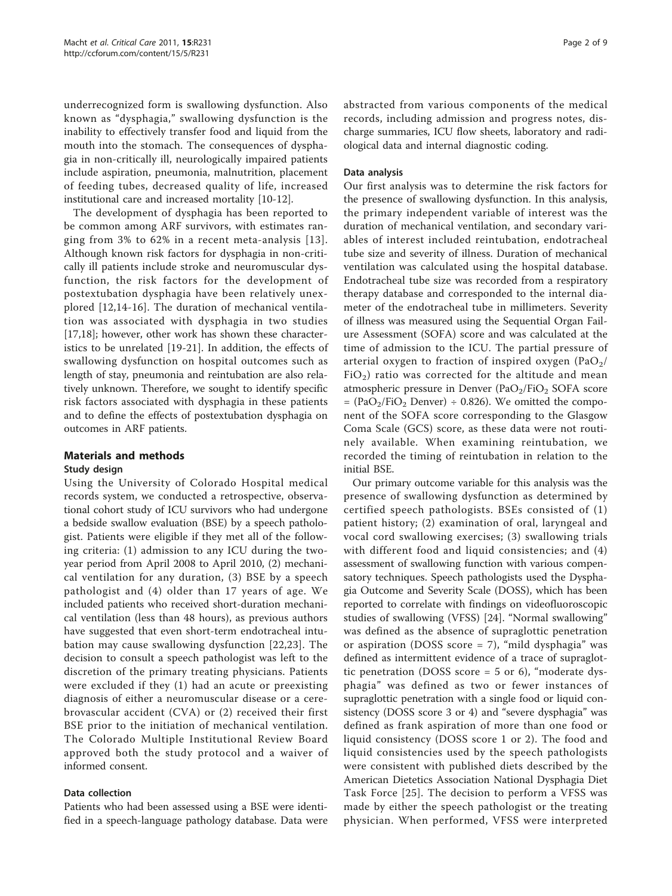underrecognized form is swallowing dysfunction. Also known as "dysphagia," swallowing dysfunction is the inability to effectively transfer food and liquid from the mouth into the stomach. The consequences of dysphagia in non-critically ill, neurologically impaired patients include aspiration, pneumonia, malnutrition, placement of feeding tubes, decreased quality of life, increased institutional care and increased mortality [10-12].

The development of dysphagia has been reported to be common among ARF survivors, with estimates ranging from 3% to 62% in a recent meta-analysis [13]. Although known risk factors for dysphagia in non-critically ill patients include stroke and neuromuscular dysfunction, the risk factors for the development of postextubation dysphagia have been relatively unexplored [12,14-16]. The duration of mechanical ventilation was associated with dysphagia in two studies [17,18]; however, other work has shown these characteristics to be unrelated [19-21]. In addition, the effects of swallowing dysfunction on hospital outcomes such as length of stay, pneumonia and reintubation are also relatively unknown. Therefore, we sought to identify specific risk factors associated with dysphagia in these patients and to define the effects of postextubation dysphagia on outcomes in ARF patients.

## Materials and methods

### Study design

Using the University of Colorado Hospital medical records system, we conducted a retrospective, observational cohort study of ICU survivors who had undergone a bedside swallow evaluation (BSE) by a speech pathologist. Patients were eligible if they met all of the following criteria: (1) admission to any ICU during the two-year period from April 2008 to April 2010, (2) mechanical ventilation for any duration, (3) BSE by a speech pathologist and (4) older than 17 years of age. We included patients who received short-duration mechanical ventilation (less than 48 hours), as previous authors have suggested that even short-term endotracheal intubation may cause swallowing dysfunction [22,23]. The decision to consult a speech pathologist was left to the discretion of the primary treating physicians. Patients were excluded if they (1) had an acute or preexisting diagnosis of either a neuromuscular disease or a cerebrovascular accident (CVA) or (2) received their first BSE prior to the initiation of mechanical ventilation. The Colorado Multiple Institutional Review Board approved both the study protocol and a waiver of informed consent.

### Data collection

Patients who had been assessed using a BSE were identified in a speech-language pathology database. Data were abstracted from various components of the medical records, including admission and progress notes, discharge summaries, ICU flow sheets, laboratory and radiological data and internal diagnostic coding.

### Data analysis

Our first analysis was to determine the risk factors for the presence of swallowing dysfunction. In this analysis, the primary independent variable of interest was the duration of mechanical ventilation, and secondary variables of interest included reintubation, endotracheal tube size and severity of illness. Duration of mechanical ventilation was calculated using the hospital database. Endotracheal tube size was recorded from a respiratory therapy database and corresponded to the internal diameter of the endotracheal tube in millimeters. Severity of illness was measured using the Sequential Organ Failure Assessment (SOFA) score and was calculated at the time of admission to the ICU. The partial pressure of arterial oxygen to fraction of inspired oxygen ($PaO_2/FiO_2$) ratio was corrected for the altitude and mean atmospheric pressure in Denver ($PaO_2/FiO_2$ SOFA score = ($PaO_2/FiO_2$ Denver) ÷ 0.826). We omitted the component of the SOFA score corresponding to the Glasgow Coma Scale (GCS) score, as these data were not routinely available. When examining reintubation, we recorded the timing of reintubation in relation to the initial BSE.

Our primary outcome variable for this analysis was the presence of swallowing dysfunction as determined by certified speech pathologists. BSEs consisted of (1) patient history; (2) examination of oral, laryngeal and vocal cord swallowing exercises; (3) swallowing trials with different food and liquid consistencies; and (4) assessment of swallowing function with various compensatory techniques. Speech pathologists used the Dysphagia Outcome and Severity Scale (DOSS), which has been reported to correlate with findings on videofluoroscopic studies of swallowing (VFSS) [24]. "Normal swallowing" was defined as the absence of supraglottic penetration or aspiration (DOSS score = 7), "mild dysphagia" was defined as intermittent evidence of a trace of supraglottic penetration (DOSS score = 5 or 6), "moderate dysphagia" was defined as two or fewer instances of supraglottic penetration with a single food or liquid consistency (DOSS score 3 or 4) and "severe dysphagia" was defined as frank aspiration of more than one food or liquid consistency (DOSS score 1 or 2). The food and liquid consistencies used by the speech pathologists were consistent with published diets described by the American Dietetics Association National Dysphagia Diet Task Force [25]. The decision to perform a VFSS was made by either the speech pathologist or the treating physician. When performed, VFSS were interpreted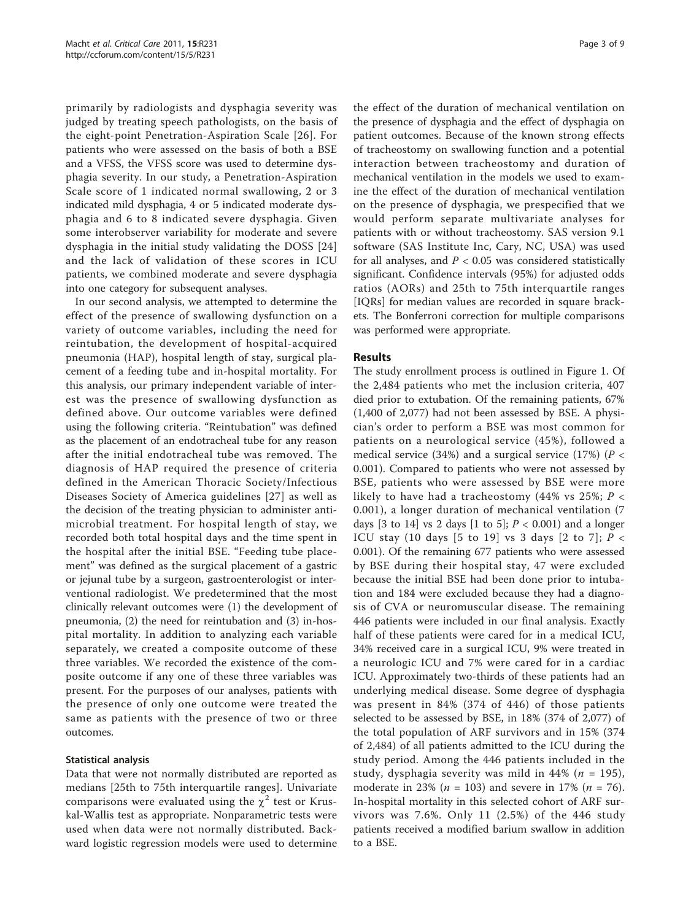primarily by radiologists and dysphagia severity was judged by treating speech pathologists, on the basis of the eight-point Penetration-Aspiration Scale [26]. For patients who were assessed on the basis of both a BSE and a VFSS, the VFSS score was used to determine dysphagia severity. In our study, a Penetration-Aspiration Scale score of 1 indicated normal swallowing, 2 or 3 indicated mild dysphagia, 4 or 5 indicated moderate dysphagia and 6 to 8 indicated severe dysphagia. Given some interobserver variability for moderate and severe dysphagia in the initial study validating the DOSS [24] and the lack of validation of these scores in ICU patients, we combined moderate and severe dysphagia into one category for subsequent analyses.

In our second analysis, we attempted to determine the effect of the presence of swallowing dysfunction on a variety of outcome variables, including the need for reintubation, the development of hospital-acquired pneumonia (HAP), hospital length of stay, surgical placement of a feeding tube and in-hospital mortality. For this analysis, our primary independent variable of interest was the presence of swallowing dysfunction as defined above. Our outcome variables were defined using the following criteria. "Reintubation" was defined as the placement of an endotracheal tube for any reason after the initial endotracheal tube was removed. The diagnosis of HAP required the presence of criteria defined in the American Thoracic Society/Infectious Diseases Society of America guidelines [27] as well as the decision of the treating physician to administer antimicrobial treatment. For hospital length of stay, we recorded both total hospital days and the time spent in the hospital after the initial BSE. "Feeding tube placement" was defined as the surgical placement of a gastric or jejunal tube by a surgeon, gastroenterologist or interventional radiologist. We predetermined that the most clinically relevant outcomes were (1) the development of pneumonia, (2) the need for reintubation and (3) in-hospital mortality. In addition to analyzing each variable separately, we created a composite outcome of these three variables. We recorded the existence of the composite outcome if any one of these three variables was present. For the purposes of our analyses, patients with the presence of only one outcome were treated the same as patients with the presence of two or three outcomes.

### Statistical analysis

Data that were not normally distributed are reported as medians [25th to 75th interquartile ranges]. Univariate comparisons were evaluated using the $\chi^2$ test or Kruskal-Wallis test as appropriate. Nonparametric tests were used when data were not normally distributed. Backward logistic regression models were used to determine the effect of the duration of mechanical ventilation on the presence of dysphagia and the effect of dysphagia on patient outcomes. Because of the known strong effects of tracheostomy on swallowing function and a potential interaction between tracheostomy and duration of mechanical ventilation in the models we used to examine the effect of the duration of mechanical ventilation on the presence of dysphagia, we prespecified that we would perform separate multivariate analyses for patients with or without tracheostomy. SAS version 9.1 software (SAS Institute Inc, Cary, NC, USA) was used for all analyses, and $P < 0.05$ was considered statistically significant. Confidence intervals (95%) for adjusted odds ratios (AORs) and 25th to 75th interquartile ranges [IQRs] for median values are recorded in square brackets. The Bonferroni correction for multiple comparisons was performed were appropriate.

## Results

The study enrollment process is outlined in Figure 1. Of the 2,484 patients who met the inclusion criteria, 407 died prior to extubation. Of the remaining patients, 67% (1,400 of 2,077) had not been assessed by BSE. A physician's order to perform a BSE was most common for patients on a neurological service (45%), followed a medical service (34%) and a surgical service (17%) ($P <$ 0.001). Compared to patients who were not assessed by BSE, patients who were assessed by BSE were more likely to have had a tracheostomy (44% vs 25%; $P <$ 0.001), a longer duration of mechanical ventilation (7 days [3 to 14] vs 2 days [1 to 5]; $P < 0.001$) and a longer ICU stay (10 days [5 to 19] vs 3 days [2 to 7]; $P <$ 0.001). Of the remaining 677 patients who were assessed by BSE during their hospital stay, 47 were excluded because the initial BSE had been done prior to intubation and 184 were excluded because they had a diagnosis of CVA or neuromuscular disease. The remaining 446 patients were included in our final analysis. Exactly half of these patients were cared for in a medical ICU, 34% received care in a surgical ICU, 9% were treated in a neurologic ICU and 7% were cared for in a cardiac ICU. Approximately two-thirds of these patients had an underlying medical disease. Some degree of dysphagia was present in 84% (374 of 446) of those patients selected to be assessed by BSE, in 18% (374 of 2,077) of the total population of ARF survivors and in 15% (374 of 2,484) of all patients admitted to the ICU during the study period. Among the 446 patients included in the study, dysphagia severity was mild in 44% ($n$ = 195), moderate in 23% ($n$ = 103) and severe in 17% ($n$ = 76). In-hospital mortality in this selected cohort of ARF survivors was 7.6%. Only 11 (2.5%) of the 446 study patients received a modified barium swallow in addition to a BSE.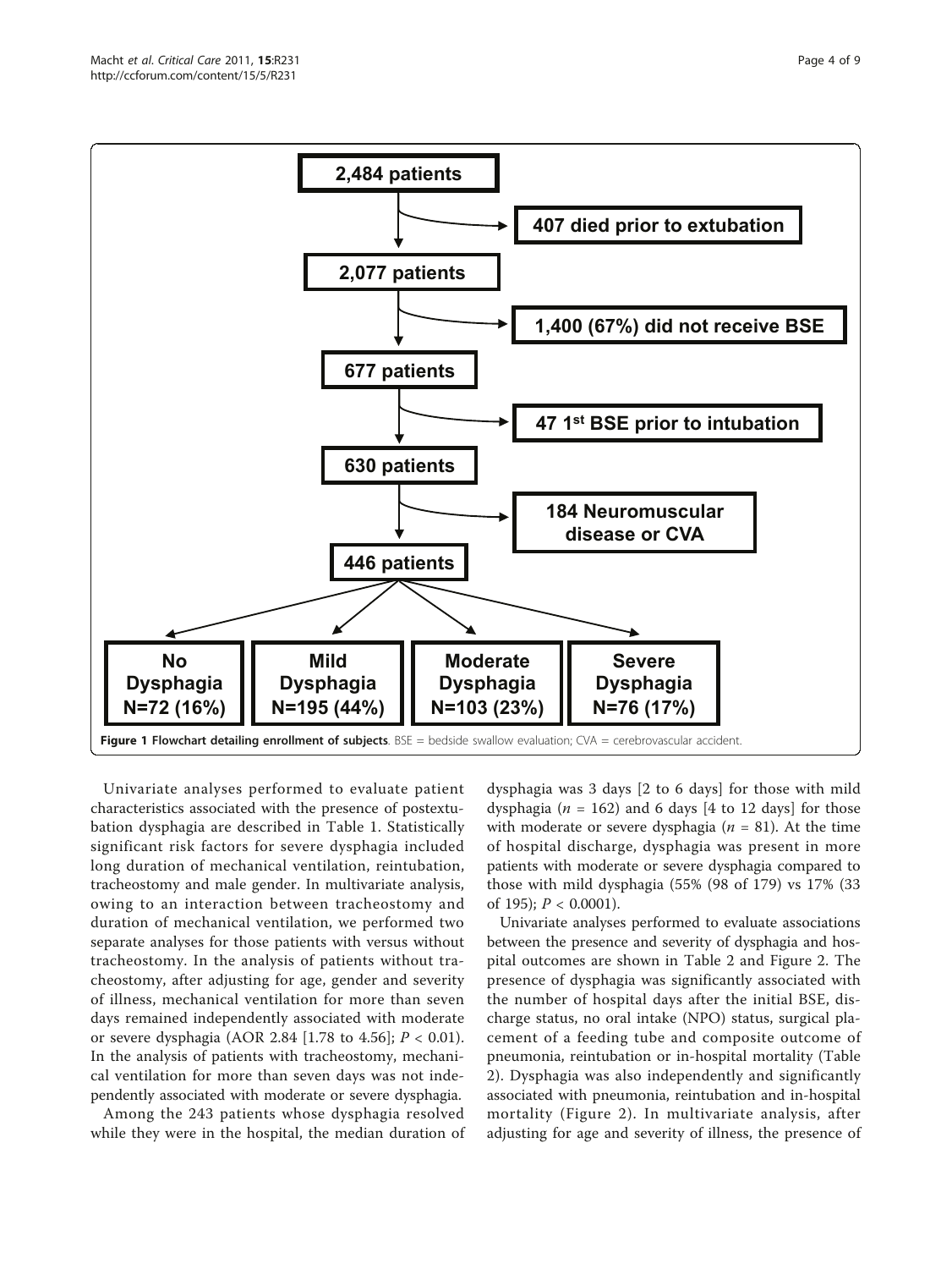**Figure 1 Flowchart detailing enrollment of subjects**. BSE = bedside swallow evaluation; CVA = cerebrovascular accident.

Univariate analyses performed to evaluate patient characteristics associated with the presence of postextubation dysphagia are described in Table 1. Statistically significant risk factors for severe dysphagia included long duration of mechanical ventilation, reintubation, tracheostomy and male gender. In multivariate analysis, owing to an interaction between tracheostomy and duration of mechanical ventilation, we performed two separate analyses for those patients with versus without tracheostomy. In the analysis of patients without tracheostomy, after adjusting for age, gender and severity of illness, mechanical ventilation for more than seven days remained independently associated with moderate or severe dysphagia (AOR 2.84 [1.78 to 4.56]; $P < 0.01$). In the analysis of patients with tracheostomy, mechanical ventilation for more than seven days was not independently associated with moderate or severe dysphagia.

Among the 243 patients whose dysphagia resolved while they were in the hospital, the median duration of dysphagia was 3 days [2 to 6 days] for those with mild dysphagia ($n = 162$) and 6 days [4 to 12 days] for those with moderate or severe dysphagia ($n = 81$). At the time of hospital discharge, dysphagia was present in more patients with moderate or severe dysphagia compared to those with mild dysphagia (55% (98 of 179) vs 17% (33 of 195); $P < 0.0001$).

Univariate analyses performed to evaluate associations between the presence and severity of dysphagia and hospital outcomes are shown in Table 2 and Figure 2. The presence of dysphagia was significantly associated with the number of hospital days after the initial BSE, discharge status, no oral intake (NPO) status, surgical placement of a feeding tube and composite outcome of pneumonia, reintubation or in-hospital mortality (Table 2). Dysphagia was also independently and significantly associated with pneumonia, reintubation and in-hospital mortality (Figure 2). In multivariate analysis, after adjusting for age and severity of illness, the presence of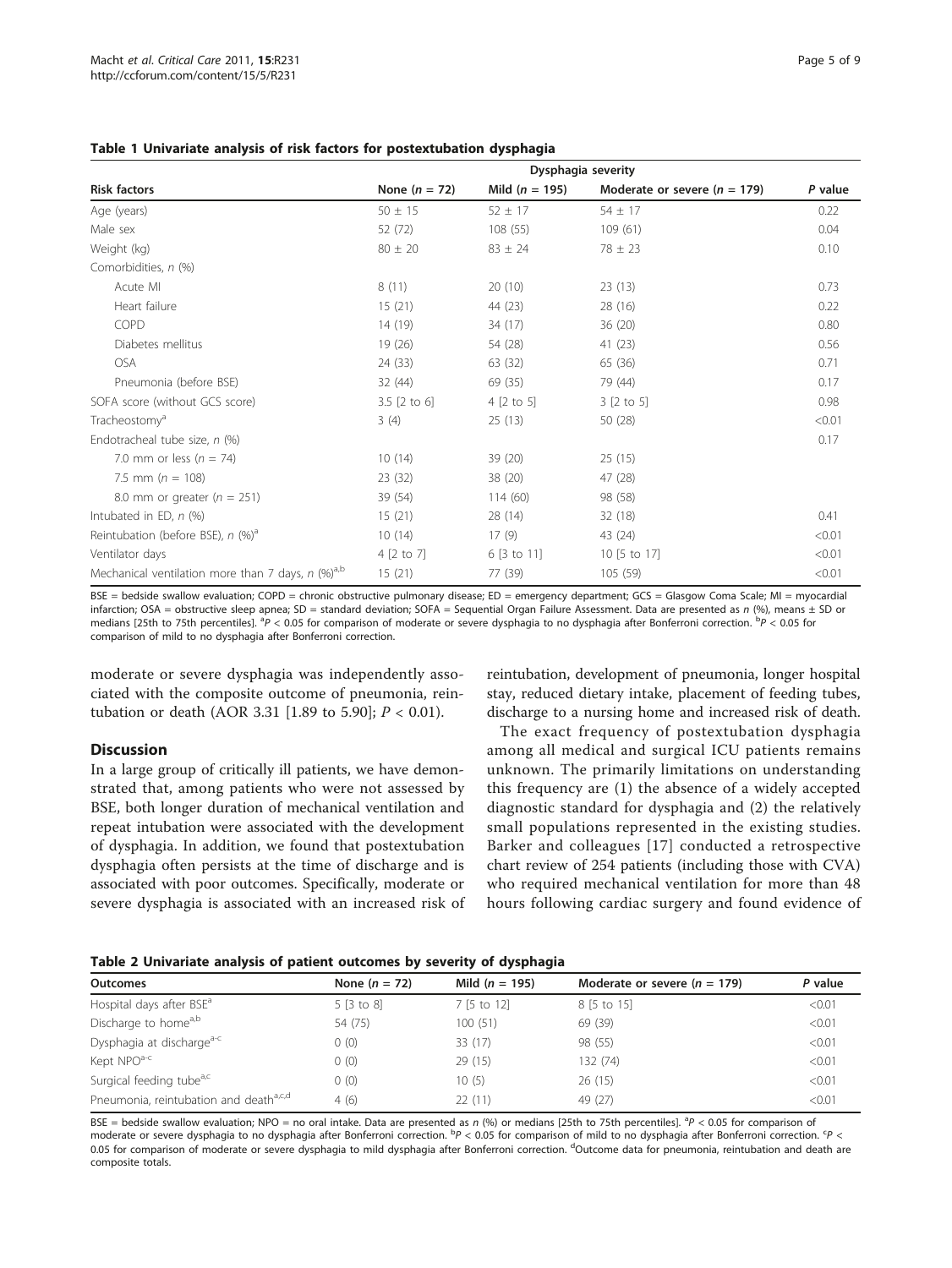**Table 1 Univariate analysis of risk factors for postextubation dysphagia**

| | Dysphagia severity | | | |
|---|---|---|---|---|
| **Risk factors** | **None ($n$ = 72)** | **Mild ($n$ = 195)** | **Moderate or severe ($n$ = 179)** | ***P* value** |
| Age (years) | 50 ± 15 | 52 ± 17 | 54 ± 17 | 0.22 |
| Male sex | 52 (72) | 108 (55) | 109 (61) | 0.04 |
| Weight (kg) | 80 ± 20 | 83 ± 24 | 78 ± 23 | 0.10 |
| Comorbidities, *n* (%) | | | | |
| Acute MI | 8 (11) | 20 (10) | 23 (13) | 0.73 |
| Heart failure | 15 (21) | 44 (23) | 28 (16) | 0.22 |
| COPD | 14 (19) | 34 (17) | 36 (20) | 0.80 |
| Diabetes mellitus | 19 (26) | 54 (28) | 41 (23) | 0.56 |
| OSA | 24 (33) | 63 (32) | 65 (36) | 0.71 |
| Pneumonia (before BSE) | 32 (44) | 69 (35) | 79 (44) | 0.17 |
| SOFA score (without GCS score) | 3.5 [2 to 6] | 4 [2 to 5] | 3 [2 to 5] | 0.98 |
| Tracheostomy[a] | 3 (4) | 25 (13) | 50 (28) | <0.01 |
| Endotracheal tube size, *n* (%) | | | | 0.17 |
| 7.0 mm or less ($n$ = 74) | 10 (14) | 39 (20) | 25 (15) | |
| 7.5 mm ($n$ = 108) | 23 (32) | 38 (20) | 47 (28) | |
| 8.0 mm or greater ($n$ = 251) | 39 (54) | 114 (60) | 98 (58) | |
| Intubated in ED, *n* (%) | 15 (21) | 28 (14) | 32 (18) | 0.41 |
| Reintubation (before BSE), *n* (%)[a] | 10 (14) | 17 (9) | 43 (24) | <0.01 |
| Ventilator days | 4 [2 to 7] | 6 [3 to 11] | 10 [5 to 17] | <0.01 |
| Mechanical ventilation more than 7 days, *n* (%)[a,b] | 15 (21) | 77 (39) | 105 (59) | <0.01 |

BSE = bedside swallow evaluation; COPD = chronic obstructive pulmonary disease; ED = emergency department; GCS = Glasgow Coma Scale; MI = myocardial infarction; OSA = obstructive sleep apnea; SD = standard deviation; SOFA = Sequential Organ Failure Assessment. Data are presented as *n* (%), means ± SD or medians [25th to 75th percentiles]. [a]$P < 0.05$ for comparison of moderate or severe dysphagia to no dysphagia after Bonferroni correction. [b]$P < 0.05$ for comparison of mild to no dysphagia after Bonferroni correction.

moderate or severe dysphagia was independently associated with the composite outcome of pneumonia, reintubation or death (AOR 3.31 [1.89 to 5.90]; $P < 0.01$).

## Discussion

In a large group of critically ill patients, we have demonstrated that, among patients who were not assessed by BSE, both longer duration of mechanical ventilation and repeat intubation were associated with the development of dysphagia. In addition, we found that postextubation dysphagia often persists at the time of discharge and is associated with poor outcomes. Specifically, moderate or severe dysphagia is associated with an increased risk of reintubation, development of pneumonia, longer hospital stay, reduced dietary intake, placement of feeding tubes, discharge to a nursing home and increased risk of death.

The exact frequency of postextubation dysphagia among all medical and surgical ICU patients remains unknown. The primarily limitations on understanding this frequency are (1) the absence of a widely accepted diagnostic standard for dysphagia and (2) the relatively small populations represented in the existing studies. Barker and colleagues [17] conducted a retrospective chart review of 254 patients (including those with CVA) who required mechanical ventilation for more than 48 hours following cardiac surgery and found evidence of

**Table 2 Univariate analysis of patient outcomes by severity of dysphagia**

| **Outcomes** | **None ($n$ = 72)** | **Mild ($n$ = 195)** | **Moderate or severe ($n$ = 179)** | ***P* value** |
|---|---|---|---|---|
| Hospital days after BSE[a] | 5 [3 to 8] | 7 [5 to 12] | 8 [5 to 15] | <0.01 |
| Discharge to home[a,b] | 54 (75) | 100 (51) | 69 (39) | <0.01 |
| Dysphagia at discharge[a-c] | 0 (0) | 33 (17) | 98 (55) | <0.01 |
| Kept NPO[a-c] | 0 (0) | 29 (15) | 132 (74) | <0.01 |
| Surgical feeding tube[a,c] | 0 (0) | 10 (5) | 26 (15) | <0.01 |
| Pneumonia, reintubation and death[a,c,d] | 4 (6) | 22 (11) | 49 (27) | <0.01 |

BSE = bedside swallow evaluation; NPO = no oral intake. Data are presented as *n* (%) or medians [25th to 75th percentiles]. [a]$P < 0.05$ for comparison of moderate or severe dysphagia to no dysphagia after Bonferroni correction. [b]$P < 0.05$ for comparison of mild to no dysphagia after Bonferroni correction. [c]$P < 0.05$ for comparison of moderate or severe dysphagia to mild dysphagia after Bonferroni correction. [d]Outcome data for pneumonia, reintubation and death are composite totals.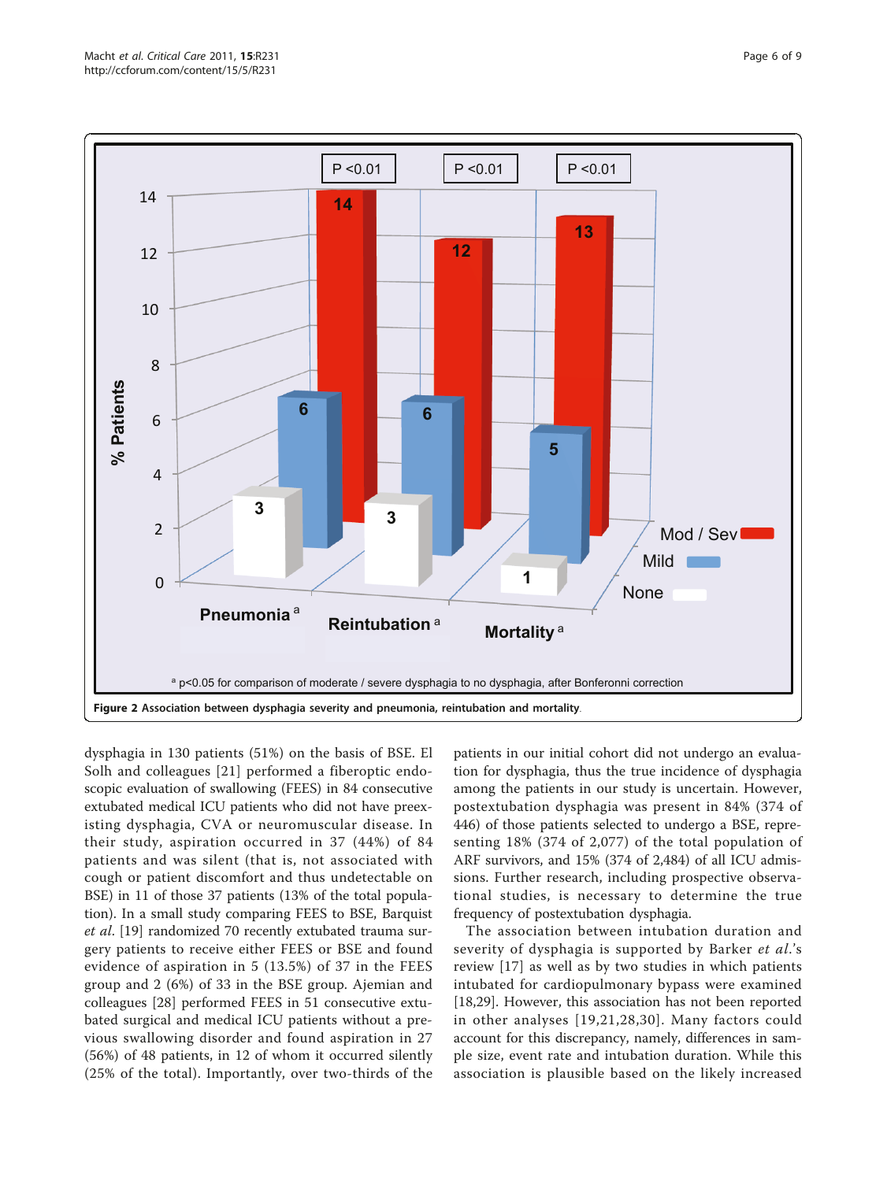**Figure 2 Association between dysphagia severity and pneumonia, reintubation and mortality.**

dysphagia in 130 patients (51%) on the basis of BSE. El Solh and colleagues [21] performed a fiberoptic endoscopic evaluation of swallowing (FEES) in 84 consecutive extubated medical ICU patients who did not have preexisting dysphagia, CVA or neuromuscular disease. In their study, aspiration occurred in 37 (44%) of 84 patients and was silent (that is, not associated with cough or patient discomfort and thus undetectable on BSE) in 11 of those 37 patients (13% of the total population). In a small study comparing FEES to BSE, Barquist *et al*. [19] randomized 70 recently extubated trauma surgery patients to receive either FEES or BSE and found evidence of aspiration in 5 (13.5%) of 37 in the FEES group and 2 (6%) of 33 in the BSE group. Ajemian and colleagues [28] performed FEES in 51 consecutive extubated surgical and medical ICU patients without a previous swallowing disorder and found aspiration in 27 (56%) of 48 patients, in 12 of whom it occurred silently (25% of the total). Importantly, over two-thirds of the patients in our initial cohort did not undergo an evaluation for dysphagia, thus the true incidence of dysphagia among the patients in our study is uncertain. However, postextubation dysphagia was present in 84% (374 of 446) of those patients selected to undergo a BSE, representing 18% (374 of 2,077) of the total population of ARF survivors, and 15% (374 of 2,484) of all ICU admissions. Further research, including prospective observational studies, is necessary to determine the true frequency of postextubation dysphagia.

The association between intubation duration and severity of dysphagia is supported by Barker *et al*.'s review [17] as well as by two studies in which patients intubated for cardiopulmonary bypass were examined [18,29]. However, this association has not been reported in other analyses [19,21,28,30]. Many factors could account for this discrepancy, namely, differences in sample size, event rate and intubation duration. While this association is plausible based on the likely increased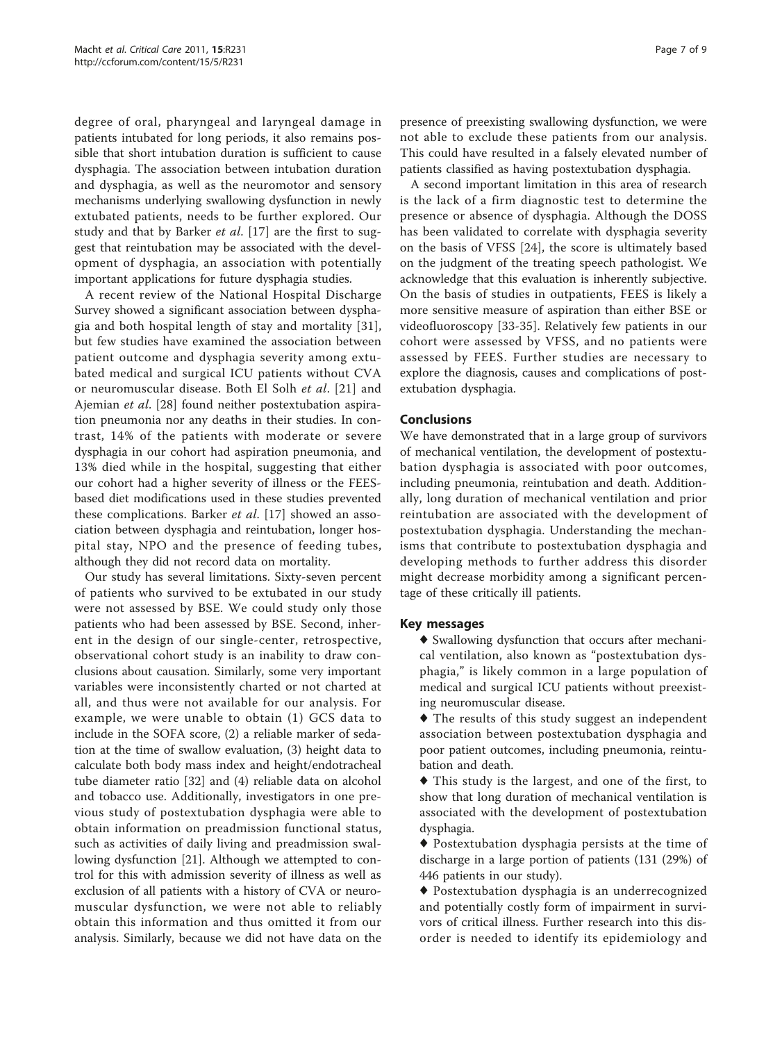degree of oral, pharyngeal and laryngeal damage in patients intubated for long periods, it also remains possible that short intubation duration is sufficient to cause dysphagia. The association between intubation duration and dysphagia, as well as the neuromotor and sensory mechanisms underlying swallowing dysfunction in newly extubated patients, needs to be further explored. Our study and that by Barker *et al*. [17] are the first to suggest that reintubation may be associated with the development of dysphagia, an association with potentially important applications for future dysphagia studies.

A recent review of the National Hospital Discharge Survey showed a significant association between dysphagia and both hospital length of stay and mortality [31], but few studies have examined the association between patient outcome and dysphagia severity among extubated medical and surgical ICU patients without CVA or neuromuscular disease. Both El Solh *et al*. [21] and Ajemian *et al*. [28] found neither postextubation aspiration pneumonia nor any deaths in their studies. In contrast, 14% of the patients with moderate or severe dysphagia in our cohort had aspiration pneumonia, and 13% died while in the hospital, suggesting that either our cohort had a higher severity of illness or the FEES-based diet modifications used in these studies prevented these complications. Barker *et al*. [17] showed an association between dysphagia and reintubation, longer hospital stay, NPO and the presence of feeding tubes, although they did not record data on mortality.

Our study has several limitations. Sixty-seven percent of patients who survived to be extubated in our study were not assessed by BSE. We could study only those patients who had been assessed by BSE. Second, inherent in the design of our single-center, retrospective, observational cohort study is an inability to draw conclusions about causation. Similarly, some very important variables were inconsistently charted or not charted at all, and thus were not available for our analysis. For example, we were unable to obtain (1) GCS data to include in the SOFA score, (2) a reliable marker of sedation at the time of swallow evaluation, (3) height data to calculate both body mass index and height/endotracheal tube diameter ratio [32] and (4) reliable data on alcohol and tobacco use. Additionally, investigators in one previous study of postextubation dysphagia were able to obtain information on preadmission functional status, such as activities of daily living and preadmission swallowing dysfunction [21]. Although we attempted to control for this with admission severity of illness as well as exclusion of all patients with a history of CVA or neuromuscular dysfunction, we were not able to reliably obtain this information and thus omitted it from our analysis. Similarly, because we did not have data on the presence of preexisting swallowing dysfunction, we were not able to exclude these patients from our analysis. This could have resulted in a falsely elevated number of patients classified as having postextubation dysphagia.

A second important limitation in this area of research is the lack of a firm diagnostic test to determine the presence or absence of dysphagia. Although the DOSS has been validated to correlate with dysphagia severity on the basis of VFSS [24], the score is ultimately based on the judgment of the treating speech pathologist. We acknowledge that this evaluation is inherently subjective. On the basis of studies in outpatients, FEES is likely a more sensitive measure of aspiration than either BSE or videofluoroscopy [33-35]. Relatively few patients in our cohort were assessed by VFSS, and no patients were assessed by FEES. Further studies are necessary to explore the diagnosis, causes and complications of postextubation dysphagia.

## Conclusions

We have demonstrated that in a large group of survivors of mechanical ventilation, the development of postextubation dysphagia is associated with poor outcomes, including pneumonia, reintubation and death. Additionally, long duration of mechanical ventilation and prior reintubation are associated with the development of postextubation dysphagia. Understanding the mechanisms that contribute to postextubation dysphagia and developing methods to further address this disorder might decrease morbidity among a significant percentage of these critically ill patients.

## Key messages

- Swallowing dysfunction that occurs after mechanical ventilation, also known as "postextubation dysphagia," is likely common in a large population of medical and surgical ICU patients without preexisting neuromuscular disease.
- The results of this study suggest an independent association between postextubation dysphagia and poor patient outcomes, including pneumonia, reintubation and death.
- This study is the largest, and one of the first, to show that long duration of mechanical ventilation is associated with the development of postextubation dysphagia.
- Postextubation dysphagia persists at the time of discharge in a large portion of patients (131 (29%) of 446 patients in our study).
- Postextubation dysphagia is an underrecognized and potentially costly form of impairment in survivors of critical illness. Further research into this disorder is needed to identify its epidemiology and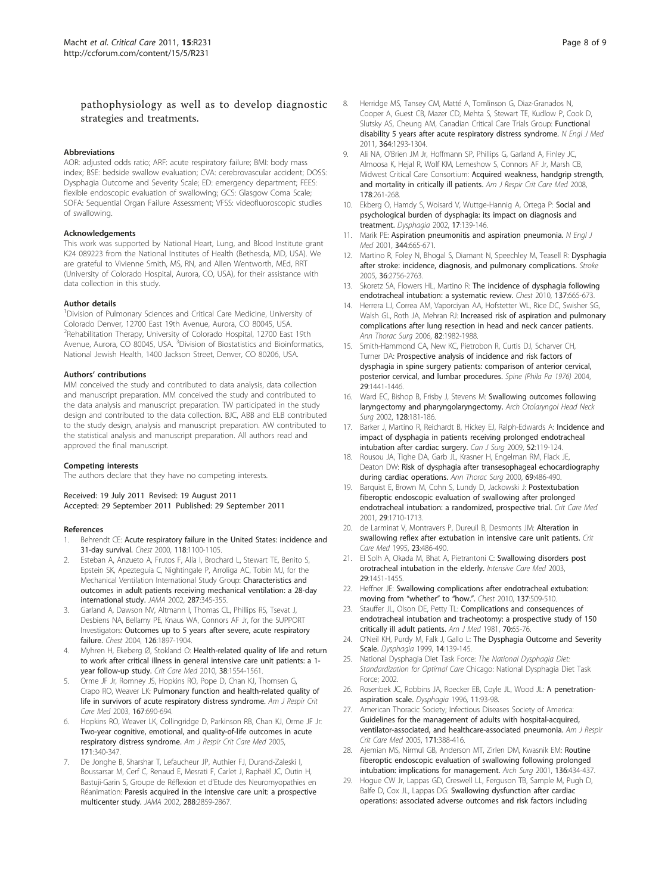pathophysiology as well as to develop diagnostic strategies and treatments.

### Abbreviations

AOR: adjusted odds ratio; ARF: acute respiratory failure; BMI: body mass index; BSE: bedside swallow evaluation; CVA: cerebrovascular accident; DOSS: Dysphagia Outcome and Severity Scale; ED: emergency department; FEES: flexible endoscopic evaluation of swallowing; GCS: Glasgow Coma Scale; SOFA: Sequential Organ Failure Assessment; VFSS: videofluoroscopic studies of swallowing.

### Acknowledgements

This work was supported by National Heart, Lung, and Blood Institute grant K24 089223 from the National Institutes of Health (Bethesda, MD, USA). We are grateful to Vivienne Smith, MS, RN, and Allen Wentworth, MEd, RRT (University of Colorado Hospital, Aurora, CO, USA), for their assistance with data collection in this study.

### Author details

[1]Division of Pulmonary Sciences and Critical Care Medicine, University of Colorado Denver, 12700 East 19th Avenue, Aurora, CO 80045, USA. [2]Rehabilitation Therapy, University of Colorado Hospital, 12700 East 19th Avenue, Aurora, CO 80045, USA. [3]Division of Biostatistics and Bioinformatics, National Jewish Health, 1400 Jackson Street, Denver, CO 80206, USA.

### Authors' contributions

MM conceived the study and contributed to data analysis, data collection and manuscript preparation. MM conceived the study and contributed to the data analysis and manuscript preparation. TW participated in the study design and contributed to the data collection. BJC, ABB and ELB contributed to the study design, analysis and manuscript preparation. AW contributed to the statistical analysis and manuscript preparation. All authors read and approved the final manuscript.

### Competing interests

The authors declare that they have no competing interests.

Received: 19 July 2011 Revised: 19 August 2011
Accepted: 29 September 2011 Published: 29 September 2011

### References

1. Behrendt CE: **Acute respiratory failure in the United States: incidence and 31-day survival.** *Chest* 2000, **118**:1100-1105.
2. Esteban A, Anzueto A, Frutos F, Alía I, Brochard L, Stewart TE, Benito S, Epstein SK, Apezteguía C, Nightingale P, Arroliga AC, Tobin MJ, for the Mechanical Ventilation International Study Group: **Characteristics and outcomes in adult patients receiving mechanical ventilation: a 28-day international study.** *JAMA* 2002, **287**:345-355.
3. Garland A, Dawson NV, Altmann I, Thomas CL, Phillips RS, Tsevat J, Desbiens NA, Bellamy PE, Knaus WA, Connors AF Jr, for the SUPPORT Investigators: **Outcomes up to 5 years after severe, acute respiratory failure.** *Chest* 2004, **126**:1897-1904.
4. Myhren H, Ekeberg Ø, Stokland O: **Health-related quality of life and return to work after critical illness in general intensive care unit patients: a 1-year follow-up study.** *Crit Care Med* 2010, **38**:1554-1561.
5. Orme JF Jr, Romney JS, Hopkins RO, Pope D, Chan KJ, Thomsen G, Crapo RO, Weaver LK: **Pulmonary function and health-related quality of life in survivors of acute respiratory distress syndrome.** *Am J Respir Crit Care Med* 2003, **167**:690-694.
6. Hopkins RO, Weaver LK, Collingridge D, Parkinson RB, Chan KJ, Orme JF Jr: **Two-year cognitive, emotional, and quality-of-life outcomes in acute respiratory distress syndrome.** *Am J Respir Crit Care Med* 2005, **171**:340-347.
7. De Jonghe B, Sharshar T, Lefaucheur JP, Authier FJ, Durand-Zaleski I, Boussarsar M, Cerf C, Renaud E, Mesrati F, Carlet J, Raphaël JC, Outin H, Bastuji-Garin S, Groupe de Réflexion et d'Etude des Neuromyopathies en Réanimation: **Paresis acquired in the intensive care unit: a prospective multicenter study.** *JAMA* 2002, **288**:2859-2867.
8. Herridge MS, Tansey CM, Matté A, Tomlinson G, Diaz-Granados N, Cooper A, Guest CB, Mazer CD, Mehta S, Stewart TE, Kudlow P, Cook D, Slutsky AS, Cheung AM, Canadian Critical Care Trials Group: **Functional disability 5 years after acute respiratory distress syndrome.** *N Engl J Med* 2011, **364**:1293-1304.
9. Ali NA, O'Brien JM Jr, Hoffmann SP, Phillips G, Garland A, Finley JC, Almoosa K, Hejal R, Wolf KM, Lemeshow S, Connors AF Jr, Marsh CB, Midwest Critical Care Consortium: **Acquired weakness, handgrip strength, and mortality in critically ill patients.** *Am J Respir Crit Care Med* 2008, **178**:261-268.
10. Ekberg O, Hamdy S, Woisard V, Wuttge-Hannig A, Ortega P: **Social and psychological burden of dysphagia: its impact on diagnosis and treatment.** *Dysphagia* 2002, **17**:139-146.
11. Marik PE: **Aspiration pneumonitis and aspiration pneumonia.** *N Engl J Med* 2001, **344**:665-671.
12. Martino R, Foley N, Bhogal S, Diamant N, Speechley M, Teasell R: **Dysphagia after stroke: incidence, diagnosis, and pulmonary complications.** *Stroke* 2005, **36**:2756-2763.
13. Skoretz SA, Flowers HL, Martino R: **The incidence of dysphagia following endotracheal intubation: a systematic review.** *Chest* 2010, **137**:665-673.
14. Herrera LJ, Correa AM, Vaporciyan AA, Hofstetter WL, Rice DC, Swisher SG, Walsh GL, Roth JA, Mehran RJ: **Increased risk of aspiration and pulmonary complications after lung resection in head and neck cancer patients.** *Ann Thorac Surg* 2006, **82**:1982-1988.
15. Smith-Hammond CA, New KC, Pietrobon R, Curtis DJ, Scharver CH, Turner DA: **Prospective analysis of incidence and risk factors of dysphagia in spine surgery patients: comparison of anterior cervical, posterior cervical, and lumbar procedures.** *Spine (Phila Pa 1976)* 2004, **29**:1441-1446.
16. Ward EC, Bishop B, Frisby J, Stevens M: **Swallowing outcomes following laryngectomy and pharyngolaryngectomy.** *Arch Otolaryngol Head Neck Surg* 2002, **128**:181-186.
17. Barker J, Martino R, Reichardt B, Hickey EJ, Ralph-Edwards A: **Incidence and impact of dysphagia in patients receiving prolonged endotracheal intubation after cardiac surgery.** *Can J Surg* 2009, **52**:119-124.
18. Rousou JA, Tighe DA, Garb JL, Krasner H, Engelman RM, Flack JE, Deaton DW: **Risk of dysphagia after transesophageal echocardiography during cardiac operations.** *Ann Thorac Surg* 2000, **69**:486-490.
19. Barquist E, Brown M, Cohn S, Lundy D, Jackowski J: **Postextubation fiberoptic endoscopic evaluation of swallowing after prolonged endotracheal intubation: a randomized, prospective trial.** *Crit Care Med* 2001, **29**:1710-1713.
20. de Larminat V, Montravers P, Dureuil B, Desmonts JM: **Alteration in swallowing reflex after extubation in intensive care unit patients.** *Crit Care Med* 1995, **23**:486-490.
21. El Solh A, Okada M, Bhat A, Pietrantoni C: **Swallowing disorders post orotracheal intubation in the elderly.** *Intensive Care Med* 2003, **29**:1451-1455.
22. Heffner JE: **Swallowing complications after endotracheal extubation: moving from "whether" to "how.".** *Chest* 2010, **137**:509-510.
23. Stauffer JL, Olson DE, Petty TL: **Complications and consequences of endotracheal intubation and tracheotomy: a prospective study of 150 critically ill adult patients.** *Am J Med* 1981, **70**:65-76.
24. O'Neil KH, Purdy M, Falk J, Gallo L: **The Dysphagia Outcome and Severity Scale.** *Dysphagia* 1999, **14**:139-145.
25. National Dysphagia Diet Task Force: *The National Dysphagia Diet: Standardization for Optimal Care* Chicago: National Dysphagia Diet Task Force; 2002.
26. Rosenbek JC, Robbins JA, Roecker EB, Coyle JL, Wood JL: **A penetration-aspiration scale.** *Dysphagia* 1996, **11**:93-98.
27. American Thoracic Society; Infectious Diseases Society of America: **Guidelines for the management of adults with hospital-acquired, ventilator-associated, and healthcare-associated pneumonia.** *Am J Respir Crit Care Med* 2005, **171**:388-416.
28. Ajemian MS, Nirmul GB, Anderson MT, Zirlen DM, Kwasnik EM: **Routine fiberoptic endoscopic evaluation of swallowing following prolonged intubation: implications for management.** *Arch Surg* 2001, **136**:434-437.
29. Hogue CW Jr, Lappas GD, Creswell LL, Ferguson TB, Sample M, Pugh D, Balfe D, Cox JL, Lappas DG: **Swallowing dysfunction after cardiac operations: associated adverse outcomes and risk factors including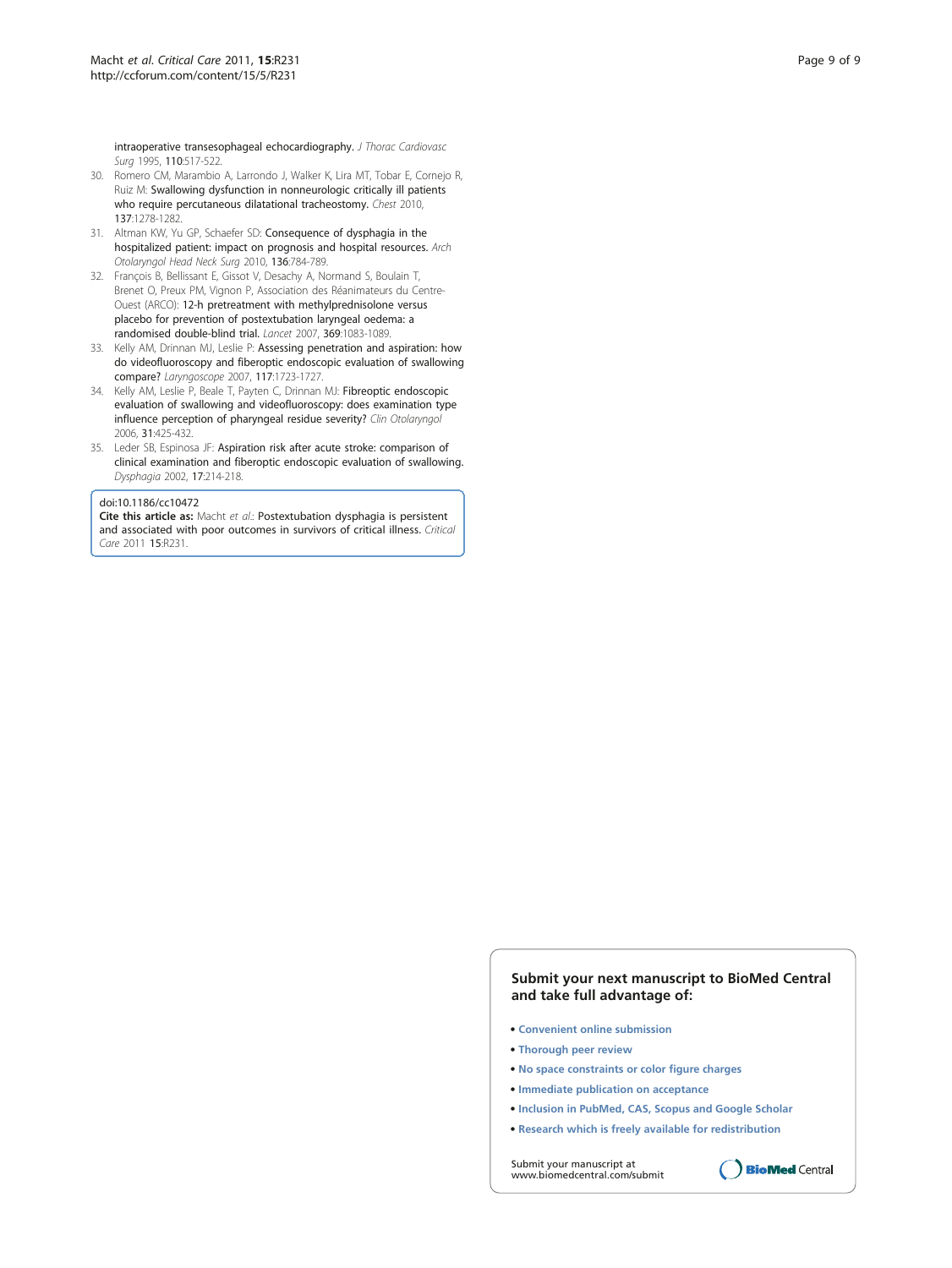intraoperative transesophageal echocardiography. *J Thorac Cardiovasc Surg* 1995, **110**:517-522.

30. Romero CM, Marambio A, Larrondo J, Walker K, Lira MT, Tobar E, Cornejo R, Ruiz M: **Swallowing dysfunction in nonneurologic critically ill patients who require percutaneous dilatational tracheostomy.** *Chest* 2010, **137**:1278-1282.
31. Altman KW, Yu GP, Schaefer SD: **Consequence of dysphagia in the hospitalized patient: impact on prognosis and hospital resources.** *Arch Otolaryngol Head Neck Surg* 2010, **136**:784-789.
32. François B, Bellissant E, Gissot V, Desachy A, Normand S, Boulain T, Brenet O, Preux PM, Vignon P, Association des Réanimateurs du Centre-Ouest (ARCO): **12-h pretreatment with methylprednisolone versus placebo for prevention of postextubation laryngeal oedema: a randomised double-blind trial.** *Lancet* 2007, **369**:1083-1089.
33. Kelly AM, Drinnan MJ, Leslie P: **Assessing penetration and aspiration: how do videofluoroscopy and fiberoptic endoscopic evaluation of swallowing compare?** *Laryngoscope* 2007, **117**:1723-1727.
34. Kelly AM, Leslie P, Beale T, Payten C, Drinnan MJ: **Fibreoptic endoscopic evaluation of swallowing and videofluoroscopy: does examination type influence perception of pharyngeal residue severity?** *Clin Otolaryngol* 2006, **31**:425-432.
35. Leder SB, Espinosa JF: **Aspiration risk after acute stroke: comparison of clinical examination and fiberoptic endoscopic evaluation of swallowing.** *Dysphagia* 2002, **17**:214-218.

doi:10.1186/cc10472

**Cite this article as:** Macht *et al.*: Postextubation dysphagia is persistent and associated with poor outcomes in survivors of critical illness. *Critical Care* 2011 **15**:R231.

**Submit your next manuscript to BioMed Central and take full advantage of:**

- **Convenient online submission**
- **Thorough peer review**
- **No space constraints or color figure charges**
- **Immediate publication on acceptance**
- **Inclusion in PubMed, CAS, Scopus and Google Scholar**
- **Research which is freely available for redistribution**

Submit your manuscript at
www.biomedcentral.com/submit

BioMed Central